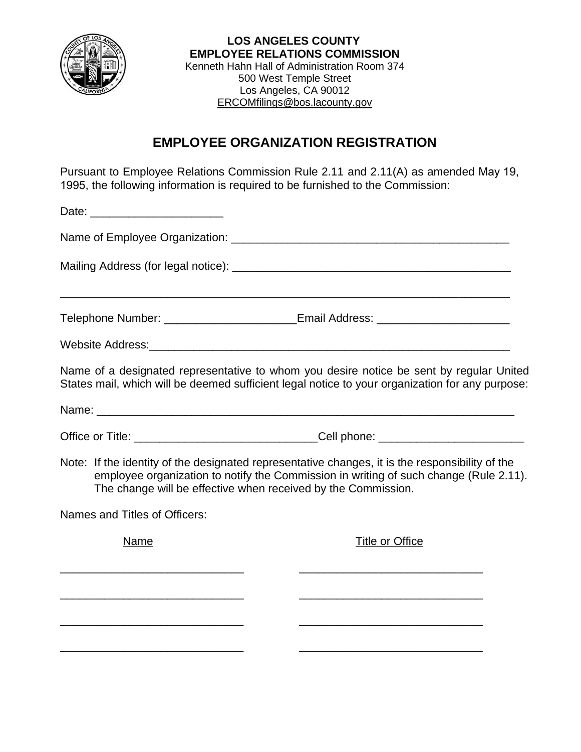**LOS ANGELES COUNTY**
**EMPLOYEE RELATIONS COMMISSION**
Kenneth Hahn Hall of Administration Room 374
500 West Temple Street
Los Angeles, CA 90012
ERCOMfilings@bos.lacounty.gov

# EMPLOYEE ORGANIZATION REGISTRATION

Pursuant to Employee Relations Commission Rule 2.11 and 2.11(A) as amended May 19, 1995, the following information is required to be furnished to the Commission:

Date: ____________________

Name of Employee Organization: ____________________________________________

Mailing Address (for legal notice): ____________________________________________

______________________________________________________________________

Telephone Number: ____________________Email Address: ____________________

Website Address:__________________________________________________________

Name of a designated representative to whom you desire notice be sent by regular United States mail, which will be deemed sufficient legal notice to your organization for any purpose:

Name: _________________________________________________________________

Office or Title: ____________________________Cell phone: ______________________

Note: If the identity of the designated representative changes, it is the responsibility of the employee organization to notify the Commission in writing of such change (Rule 2.11). The change will be effective when received by the Commission.

Names and Titles of Officers:

| Name | Title or Office |
| --- | --- |
| ____________________________ | ____________________________ |
| ____________________________ | ____________________________ |
| ____________________________ | ____________________________ |
| ____________________________ | ____________________________ |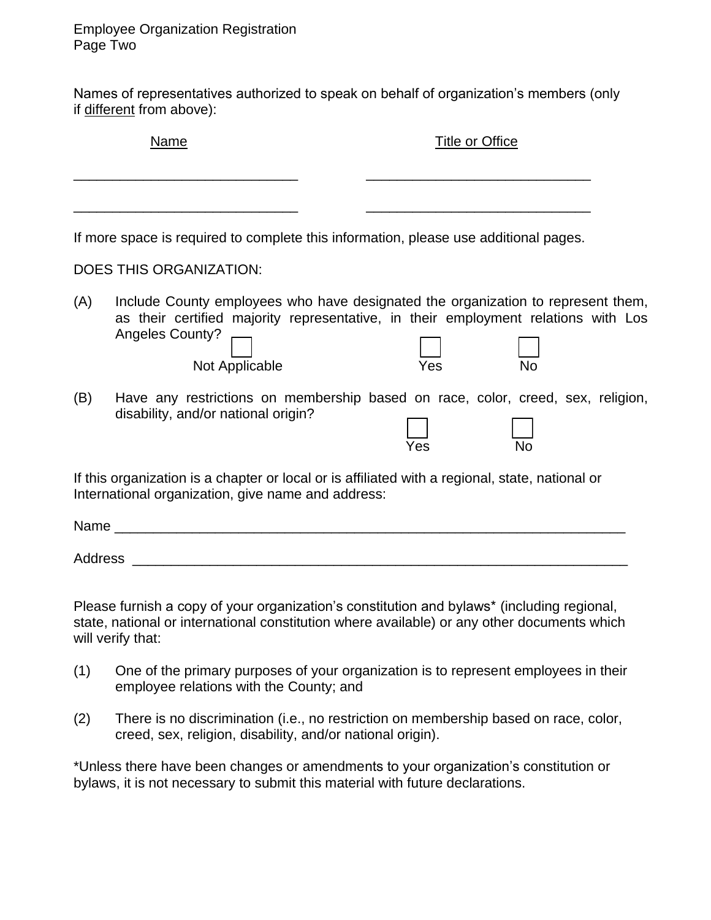Names of representatives authorized to speak on behalf of organization's members (only if <u>different</u> from above):

| Name | Title or Office |
| --- | --- |
| ____________________________ | ____________________________ |
| ____________________________ | ____________________________ |

If more space is required to complete this information, please use additional pages.

DOES THIS ORGANIZATION:

(A) Include County employees who have designated the organization to represent them, as their certified majority representative, in their employment relations with Los Angeles County?

☐ Not Applicable ☐ Yes ☐ No

(B) Have any restrictions on membership based on race, color, creed, sex, religion, disability, and/or national origin?

☐ Yes ☐ No

If this organization is a chapter or local or is affiliated with a regional, state, national or International organization, give name and address:

Name ____________________________________________________________________

Address __________________________________________________________________

Please furnish a copy of your organization's constitution and bylaws* (including regional, state, national or international constitution where available) or any other documents which will verify that:

(1) One of the primary purposes of your organization is to represent employees in their employee relations with the County; and

(2) There is no discrimination (i.e., no restriction on membership based on race, color, creed, sex, religion, disability, and/or national origin).

*Unless there have been changes or amendments to your organization's constitution or bylaws, it is not necessary to submit this material with future declarations.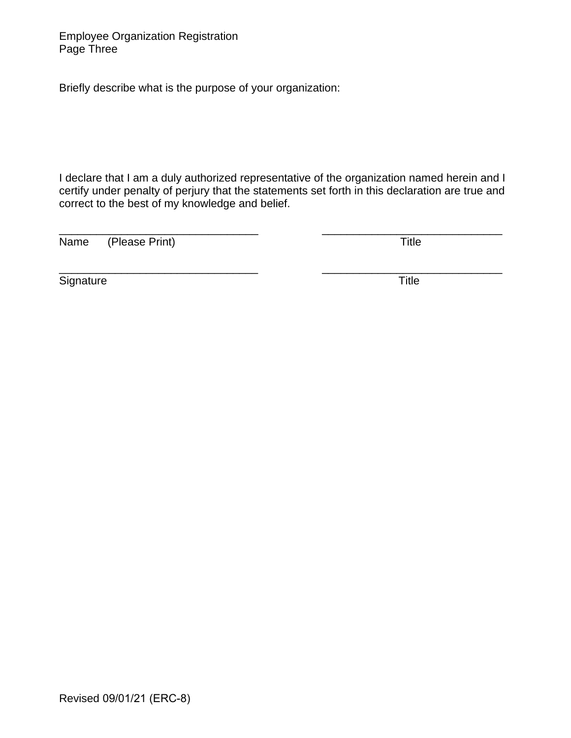Briefly describe what is the purpose of your organization:

I declare that I am a duly authorized representative of the organization named herein and I certify under penalty of perjury that the statements set forth in this declaration are true and correct to the best of my knowledge and belief.

_________________________________ _____________________________

Name (Please Print) Title

_________________________________ _____________________________

Signature Title

Revised 09/01/21 (ERC-8)